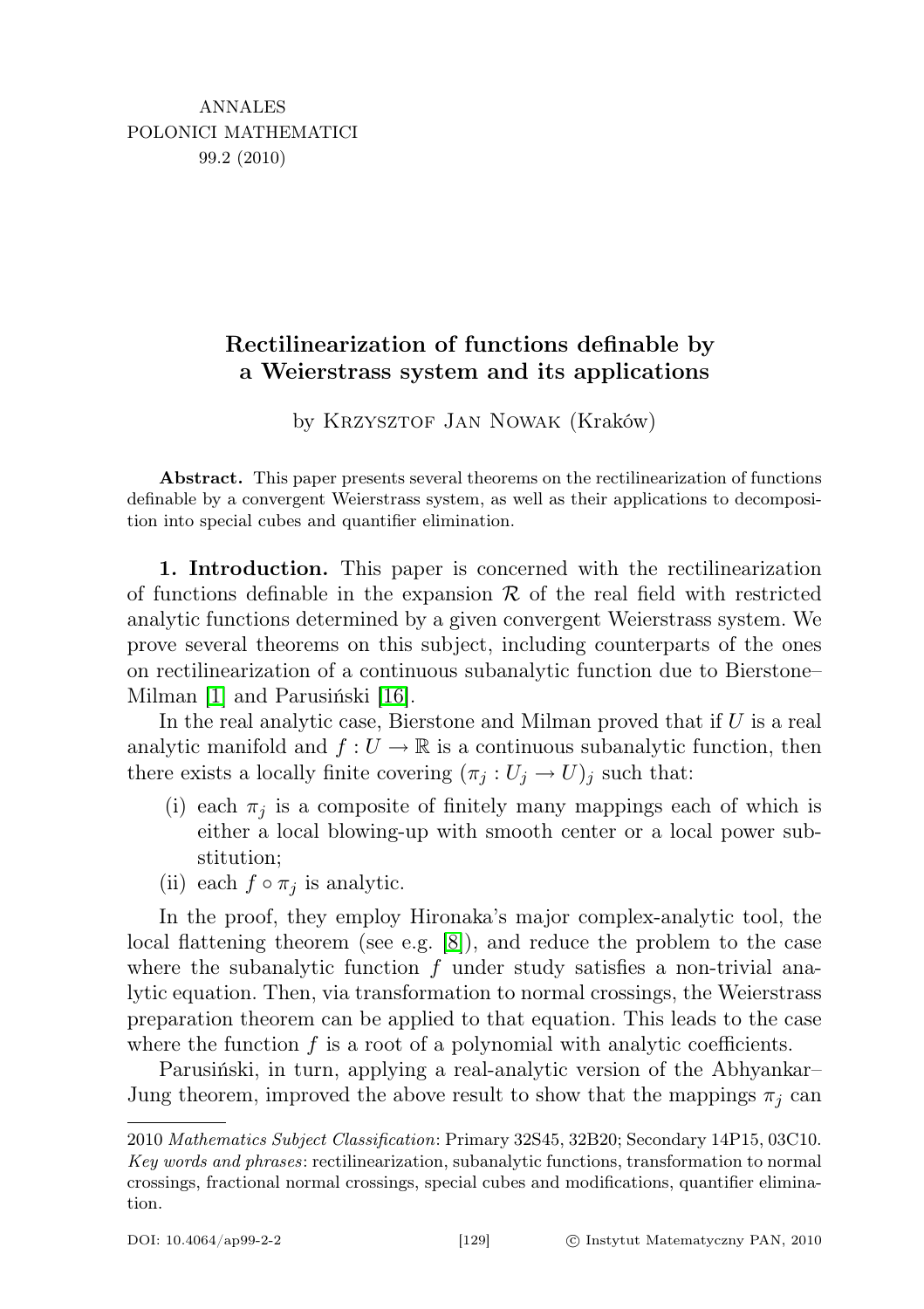ANNALES POLONICI MATHEMATICI 99.2 (2010)

# Rectilinearization of functions definable by a Weierstrass system and its applications

by Krzysztof Jan Nowak (Kraków)

**Abstract.** This paper presents several theorems on the rectilinearization of functions definable by a convergent Weierstrass system, as well as their applications to decomposition into special cubes and quantifier elimination.

**1. Introduction.** This paper is concerned with the rectilinearization of functions definable in the expansion $\mathcal{R}$ of the real field with restricted analytic functions determined by a given convergent Weierstrass system. We prove several theorems on this subject, including counterparts of the ones on rectilinearization of a continuous subanalytic function due to Bierstone–Milman [1] and Parusiński [16].

In the real analytic case, Bierstone and Milman proved that if $U$ is a real analytic manifold and $f : U \to \mathbb{R}$ is a continuous subanalytic function, then there exists a locally finite covering $(\pi_j : U_j \to U)_j$ such that:

(i) each $\pi_j$ is a composite of finitely many mappings each of which is either a local blowing-up with smooth center or a local power substitution;

(ii) each $f \circ \pi_j$ is analytic.

In the proof, they employ Hironaka's major complex-analytic tool, the local flattening theorem (see e.g. [8]), and reduce the problem to the case where the subanalytic function $f$ under study satisfies a non-trivial analytic equation. Then, via transformation to normal crossings, the Weierstrass preparation theorem can be applied to that equation. This leads to the case where the function $f$ is a root of a polynomial with analytic coefficients.

Parusiński, in turn, applying a real-analytic version of the Abhyankar–Jung theorem, improved the above result to show that the mappings $\pi_j$ can

---

2010 *Mathematics Subject Classification*: Primary 32S45, 32B20; Secondary 14P15, 03C10.

*Key words and phrases*: rectilinearization, subanalytic functions, transformation to normal crossings, fractional normal crossings, special cubes and modifications, quantifier elimination.

DOI: 10.4064/ap99-2-2 © Instytut Matematyczny PAN, 2010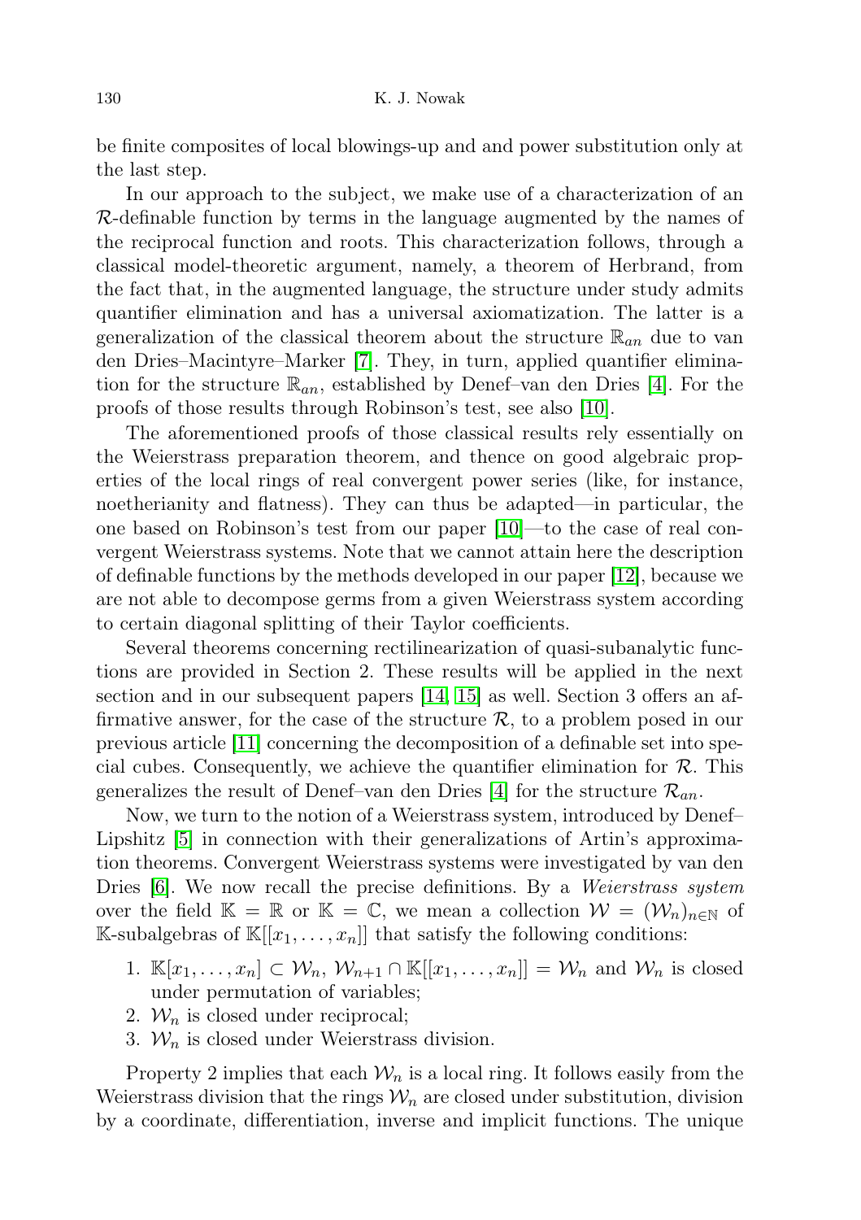be finite composites of local blowings-up and and power substitution only at the last step.

In our approach to the subject, we make use of a characterization of an $\mathcal{R}$-definable function by terms in the language augmented by the names of the reciprocal function and roots. This characterization follows, through a classical model-theoretic argument, namely, a theorem of Herbrand, from the fact that, in the augmented language, the structure under study admits quantifier elimination and has a universal axiomatization. The latter is a generalization of the classical theorem about the structure $\mathbb{R}_{an}$ due to van den Dries–Macintyre–Marker [7]. They, in turn, applied quantifier elimination for the structure $\mathbb{R}_{an}$, established by Denef–van den Dries [4]. For the proofs of those results through Robinson's test, see also [10].

The aforementioned proofs of those classical results rely essentially on the Weierstrass preparation theorem, and thence on good algebraic properties of the local rings of real convergent power series (like, for instance, noetherianity and flatness). They can thus be adapted—in particular, the one based on Robinson's test from our paper [10]—to the case of real convergent Weierstrass systems. Note that we cannot attain here the description of definable functions by the methods developed in our paper [12], because we are not able to decompose germs from a given Weierstrass system according to certain diagonal splitting of their Taylor coefficients.

Several theorems concerning rectilinearization of quasi-subanalytic functions are provided in Section 2. These results will be applied in the next section and in our subsequent papers [14, 15] as well. Section 3 offers an affirmative answer, for the case of the structure $\mathcal{R}$, to a problem posed in our previous article [11] concerning the decomposition of a definable set into special cubes. Consequently, we achieve the quantifier elimination for $\mathcal{R}$. This generalizes the result of Denef–van den Dries [4] for the structure $\mathcal{R}_{an}$.

Now, we turn to the notion of a Weierstrass system, introduced by Denef–Lipshitz [5] in connection with their generalizations of Artin's approximation theorems. Convergent Weierstrass systems were investigated by van den Dries [6]. We now recall the precise definitions. By a *Weierstrass system* over the field $\mathbb{K} = \mathbb{R}$ or $\mathbb{K} = \mathbb{C}$, we mean a collection $\mathcal{W} = (\mathcal{W}_n)_{n\in\mathbb{N}}$ of $\mathbb{K}$-subalgebras of $\mathbb{K}[[x_1,\dots,x_n]]$ that satisfy the following conditions:

1. $\mathbb{K}[x_1,\dots,x_n] \subset \mathcal{W}_n$, $\mathcal{W}_{n+1} \cap \mathbb{K}[[x_1,\dots,x_n]] = \mathcal{W}_n$ and $\mathcal{W}_n$ is closed under permutation of variables;
2. $\mathcal{W}_n$ is closed under reciprocal;
3. $\mathcal{W}_n$ is closed under Weierstrass division.

Property 2 implies that each $\mathcal{W}_n$ is a local ring. It follows easily from the Weierstrass division that the rings $\mathcal{W}_n$ are closed under substitution, division by a coordinate, differentiation, inverse and implicit functions. The unique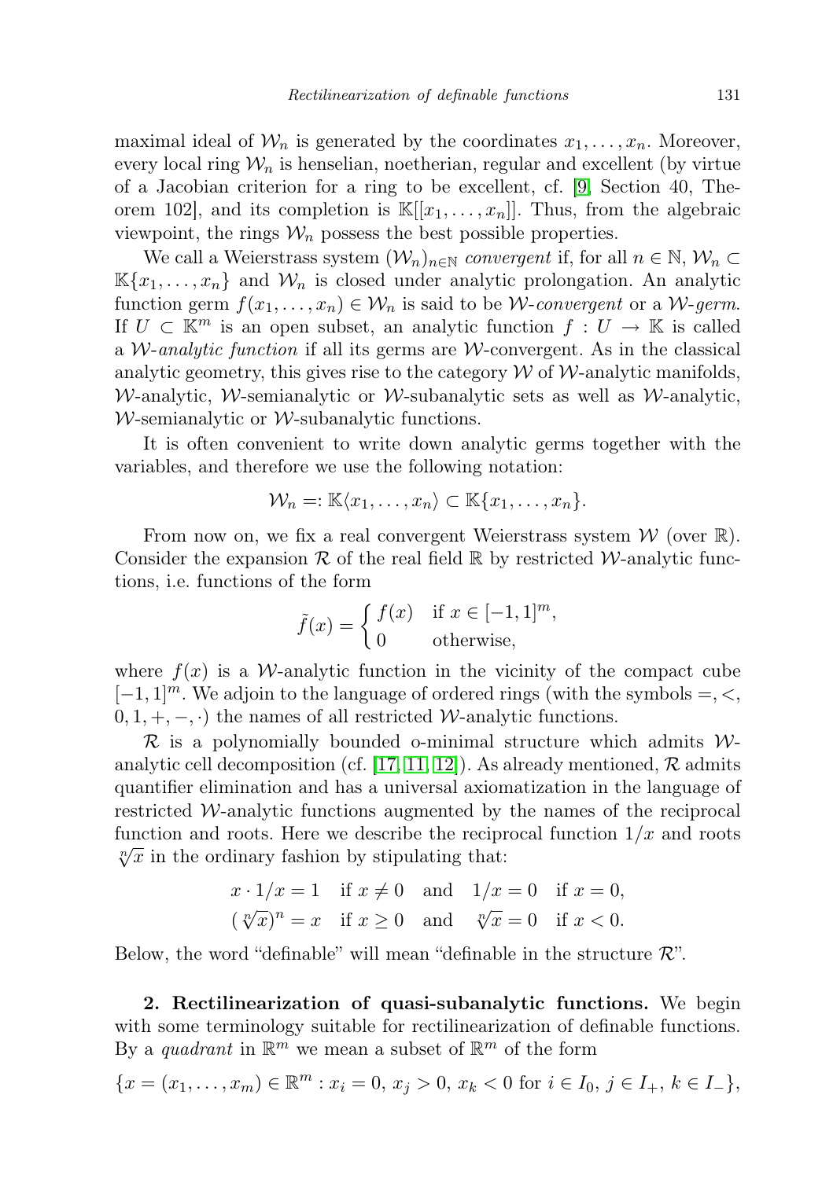maximal ideal of $\mathcal{W}_n$ is generated by the coordinates $x_1, \ldots, x_n$. Moreover, every local ring $\mathcal{W}_n$ is henselian, noetherian, regular and excellent (by virtue of a Jacobian criterion for a ring to be excellent, cf. [9, Section 40, Theorem 102], and its completion is $\mathbb{K}[[x_1, \ldots, x_n]]$. Thus, from the algebraic viewpoint, the rings $\mathcal{W}_n$ possess the best possible properties.

We call a Weierstrass system $(\mathcal{W}_n)_{n\in\mathbb{N}}$ *convergent* if, for all $n \in \mathbb{N}$, $\mathcal{W}_n \subset \mathbb{K}\{x_1, \ldots, x_n\}$ and $\mathcal{W}_n$ is closed under analytic prolongation. An analytic function germ $f(x_1, \ldots, x_n) \in \mathcal{W}_n$ is said to be $\mathcal{W}$*-convergent* or a $\mathcal{W}$*-germ*. If $U \subset \mathbb{K}^m$ is an open subset, an analytic function $f : U \to \mathbb{K}$ is called a $\mathcal{W}$*-analytic function* if all its germs are $\mathcal{W}$-convergent. As in the classical analytic geometry, this gives rise to the category $\mathcal{W}$ of $\mathcal{W}$-analytic manifolds, $\mathcal{W}$-analytic, $\mathcal{W}$-semianalytic or $\mathcal{W}$-subanalytic sets as well as $\mathcal{W}$-analytic, $\mathcal{W}$-semianalytic or $\mathcal{W}$-subanalytic functions.

It is often convenient to write down analytic germs together with the variables, and therefore we use the following notation:

$$\mathcal{W}_n =: \mathbb{K}\langle x_1, \ldots, x_n\rangle \subset \mathbb{K}\{x_1, \ldots, x_n\}.$$

From now on, we fix a real convergent Weierstrass system $\mathcal{W}$ (over $\mathbb{R}$). Consider the expansion $\mathcal{R}$ of the real field $\mathbb{R}$ by restricted $\mathcal{W}$-analytic functions, i.e. functions of the form

$$\tilde{f}(x) = \begin{cases} f(x) & \text{if } x \in [-1,1]^m, \\ 0 & \text{otherwise,} \end{cases}$$

where $f(x)$ is a $\mathcal{W}$-analytic function in the vicinity of the compact cube $[-1,1]^m$. We adjoin to the language of ordered rings (with the symbols $=, <, 0, 1, +, -, \cdot$) the names of all restricted $\mathcal{W}$-analytic functions.

$\mathcal{R}$ is a polynomially bounded o-minimal structure which admits $\mathcal{W}$-analytic cell decomposition (cf. [17, 11, 12]). As already mentioned, $\mathcal{R}$ admits quantifier elimination and has a universal axiomatization in the language of restricted $\mathcal{W}$-analytic functions augmented by the names of the reciprocal function and roots. Here we describe the reciprocal function $1/x$ and roots $\sqrt[n]{x}$ in the ordinary fashion by stipulating that:

$$x \cdot 1/x = 1 \quad \text{if } x \neq 0 \quad \text{and} \quad 1/x = 0 \quad \text{if } x = 0,$$
$$(\sqrt[n]{x})^n = x \quad \text{if } x \geq 0 \quad \text{and} \quad \sqrt[n]{x} = 0 \quad \text{if } x < 0.$$

Below, the word "definable" will mean "definable in the structure $\mathcal{R}$".

**2. Rectilinearization of quasi-subanalytic functions.** We begin with some terminology suitable for rectilinearization of definable functions. By a *quadrant* in $\mathbb{R}^m$ we mean a subset of $\mathbb{R}^m$ of the form

$$\{x = (x_1, \ldots, x_m) \in \mathbb{R}^m : x_i = 0,\, x_j > 0,\, x_k < 0 \text{ for } i \in I_0,\, j \in I_+,\, k \in I_-\},$$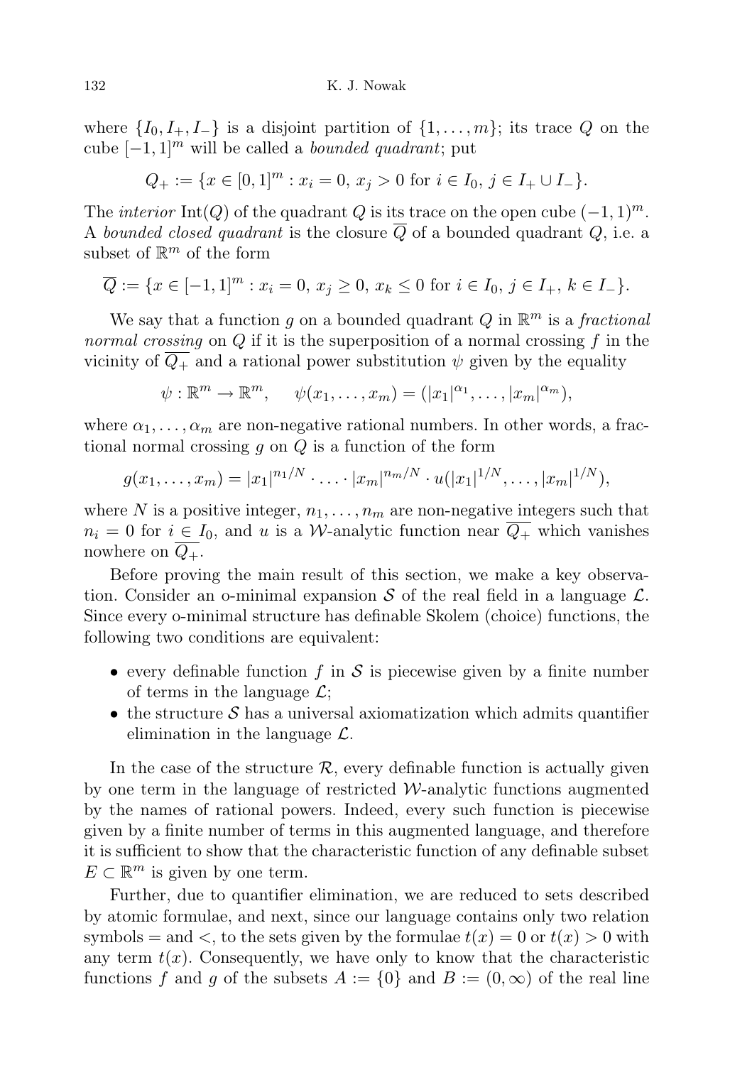where $\{I_0, I_+, I_-\}$ is a disjoint partition of $\{1, \ldots, m\}$; its trace $Q$ on the cube $[-1,1]^m$ will be called a *bounded quadrant*; put

$$Q_+ := \{x \in [0,1]^m : x_i = 0,\ x_j > 0 \text{ for } i \in I_0,\ j \in I_+ \cup I_-\}.$$

The *interior* $\operatorname{Int}(Q)$ of the quadrant $Q$ is its trace on the open cube $(-1,1)^m$. A *bounded closed quadrant* is the closure $\overline{Q}$ of a bounded quadrant $Q$, i.e. a subset of $\mathbb{R}^m$ of the form

$$\overline{Q} := \{x \in [-1,1]^m : x_i = 0,\ x_j \geq 0,\ x_k \leq 0 \text{ for } i \in I_0,\ j \in I_+,\ k \in I_-\}.$$

We say that a function $g$ on a bounded quadrant $Q$ in $\mathbb{R}^m$ is a *fractional normal crossing* on $Q$ if it is the superposition of a normal crossing $f$ in the vicinity of $\overline{Q_+}$ and a rational power substitution $\psi$ given by the equality

$$\psi : \mathbb{R}^m \to \mathbb{R}^m, \qquad \psi(x_1, \ldots, x_m) = (|x_1|^{\alpha_1}, \ldots, |x_m|^{\alpha_m}),$$

where $\alpha_1, \ldots, \alpha_m$ are non-negative rational numbers. In other words, a fractional normal crossing $g$ on $Q$ is a function of the form

$$g(x_1, \ldots, x_m) = |x_1|^{n_1/N} \cdot \ldots \cdot |x_m|^{n_m/N} \cdot u(|x_1|^{1/N}, \ldots, |x_m|^{1/N}),$$

where $N$ is a positive integer, $n_1, \ldots, n_m$ are non-negative integers such that $n_i = 0$ for $i \in I_0$, and $u$ is a $\mathcal{W}$-analytic function near $\overline{Q_+}$ which vanishes nowhere on $\overline{Q_+}$.

Before proving the main result of this section, we make a key observation. Consider an o-minimal expansion $\mathcal{S}$ of the real field in a language $\mathcal{L}$. Since every o-minimal structure has definable Skolem (choice) functions, the following two conditions are equivalent:

- every definable function $f$ in $\mathcal{S}$ is piecewise given by a finite number of terms in the language $\mathcal{L}$;
- the structure $\mathcal{S}$ has a universal axiomatization which admits quantifier elimination in the language $\mathcal{L}$.

In the case of the structure $\mathcal{R}$, every definable function is actually given by one term in the language of restricted $\mathcal{W}$-analytic functions augmented by the names of rational powers. Indeed, every such function is piecewise given by a finite number of terms in this augmented language, and therefore it is sufficient to show that the characteristic function of any definable subset $E \subset \mathbb{R}^m$ is given by one term.

Further, due to quantifier elimination, we are reduced to sets described by atomic formulae, and next, since our language contains only two relation symbols $=$ and $<$, to the sets given by the formulae $t(x) = 0$ or $t(x) > 0$ with any term $t(x)$. Consequently, we have only to know that the characteristic functions $f$ and $g$ of the subsets $A := \{0\}$ and $B := (0, \infty)$ of the real line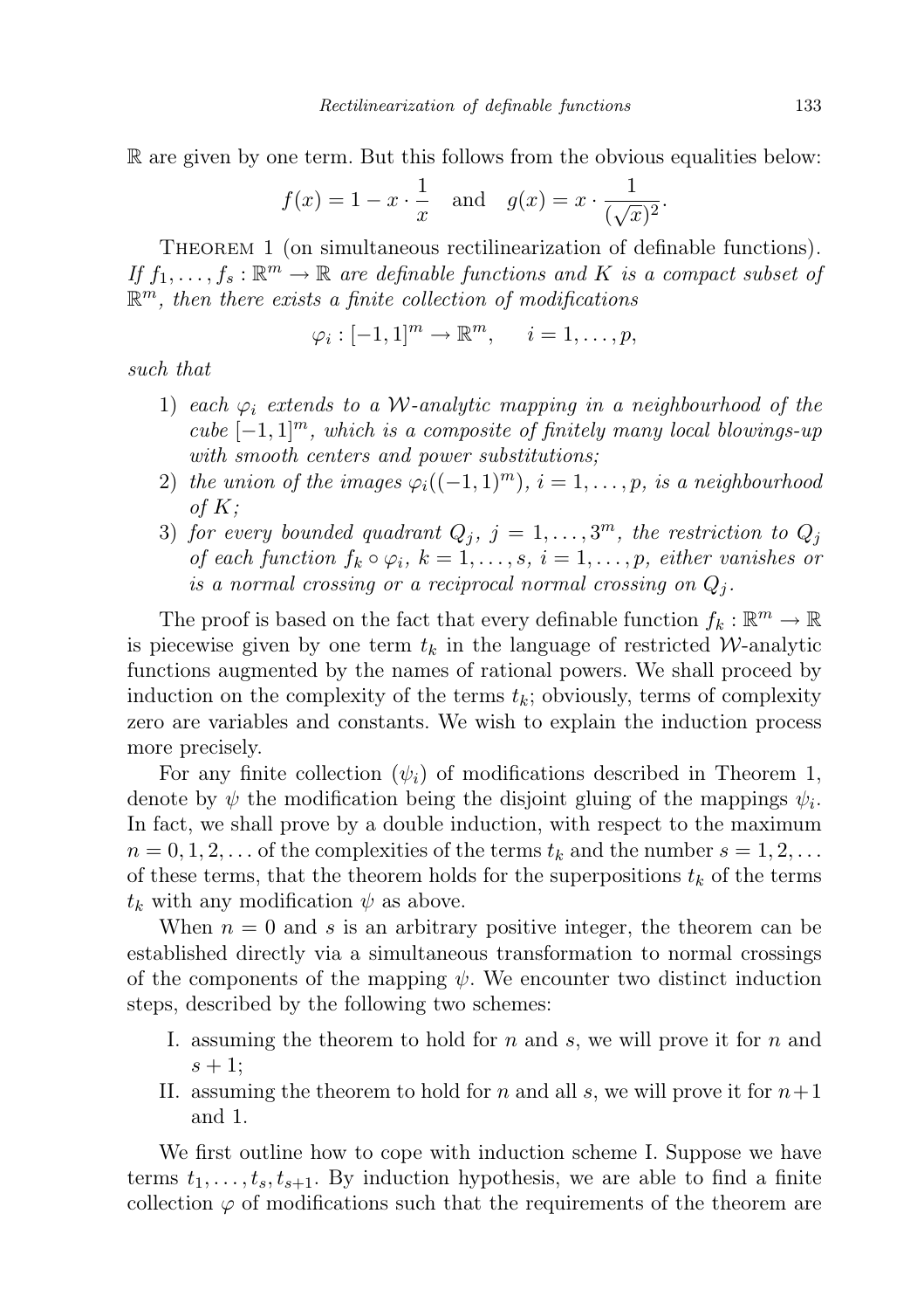$\mathbb{R}$ are given by one term. But this follows from the obvious equalities below:

$$f(x) = 1 - x \cdot \frac{1}{x} \quad \text{and} \quad g(x) = x \cdot \frac{1}{(\sqrt{x})^2}.$$

Theorem 1 (on simultaneous rectilinearization of definable functions). *If $f_1, \ldots, f_s : \mathbb{R}^m \to \mathbb{R}$ are definable functions and $K$ is a compact subset of $\mathbb{R}^m$, then there exists a finite collection of modifications*

$$\varphi_i : [-1, 1]^m \to \mathbb{R}^m, \quad i = 1, \ldots, p,$$

*such that*

1) *each $\varphi_i$ extends to a $\mathcal{W}$-analytic mapping in a neighbourhood of the cube $[-1, 1]^m$, which is a composite of finitely many local blowings-up with smooth centers and power substitutions;*
2) *the union of the images $\varphi_i((-1, 1)^m)$, $i = 1, \ldots, p$, is a neighbourhood of $K$;*
3) *for every bounded quadrant $Q_j$, $j = 1, \ldots, 3^m$, the restriction to $Q_j$ of each function $f_k \circ \varphi_i$, $k = 1, \ldots, s$, $i = 1, \ldots, p$, either vanishes or is a normal crossing or a reciprocal normal crossing on $Q_j$.*

The proof is based on the fact that every definable function $f_k : \mathbb{R}^m \to \mathbb{R}$ is piecewise given by one term $t_k$ in the language of restricted $\mathcal{W}$-analytic functions augmented by the names of rational powers. We shall proceed by induction on the complexity of the terms $t_k$; obviously, terms of complexity zero are variables and constants. We wish to explain the induction process more precisely.

For any finite collection $(\psi_i)$ of modifications described in Theorem 1, denote by $\psi$ the modification being the disjoint gluing of the mappings $\psi_i$. In fact, we shall prove by a double induction, with respect to the maximum $n = 0, 1, 2, \ldots$ of the complexities of the terms $t_k$ and the number $s = 1, 2, \ldots$ of these terms, that the theorem holds for the superpositions $t_k$ of the terms $t_k$ with any modification $\psi$ as above.

When $n = 0$ and $s$ is an arbitrary positive integer, the theorem can be established directly via a simultaneous transformation to normal crossings of the components of the mapping $\psi$. We encounter two distinct induction steps, described by the following two schemes:

I. assuming the theorem to hold for $n$ and $s$, we will prove it for $n$ and $s + 1$;
II. assuming the theorem to hold for $n$ and all $s$, we will prove it for $n+1$ and 1.

We first outline how to cope with induction scheme I. Suppose we have terms $t_1, \ldots, t_s, t_{s+1}$. By induction hypothesis, we are able to find a finite collection $\varphi$ of modifications such that the requirements of the theorem are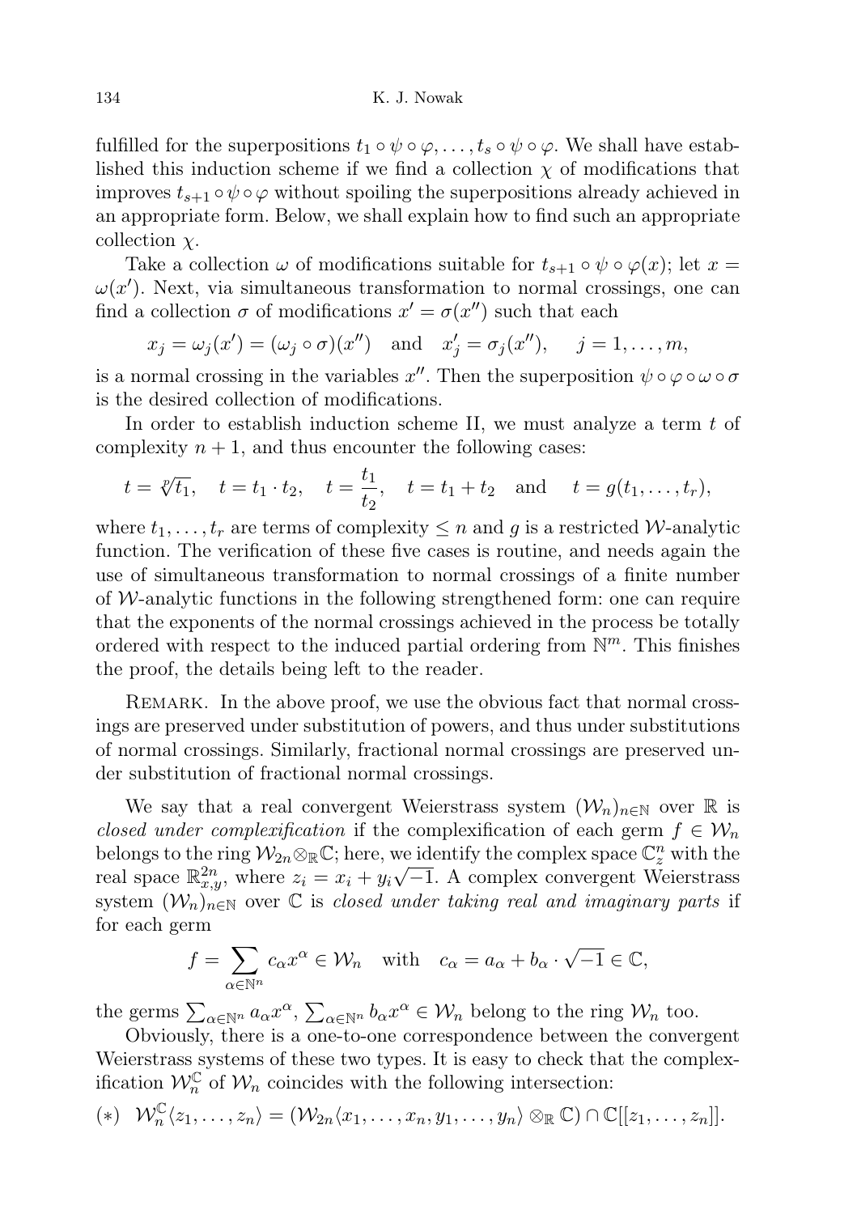fulfilled for the superpositions $t_1 \circ \psi \circ \varphi, \ldots, t_s \circ \psi \circ \varphi$. We shall have established this induction scheme if we find a collection $\chi$ of modifications that improves $t_{s+1} \circ \psi \circ \varphi$ without spoiling the superpositions already achieved in an appropriate form. Below, we shall explain how to find such an appropriate collection $\chi$.

Take a collection $\omega$ of modifications suitable for $t_{s+1} \circ \psi \circ \varphi(x)$; let $x = \omega(x')$. Next, via simultaneous transformation to normal crossings, one can find a collection $\sigma$ of modifications $x' = \sigma(x'')$ such that each

$$x_j = \omega_j(x') = (\omega_j \circ \sigma)(x'') \quad \text{and} \quad x'_j = \sigma_j(x''), \qquad j = 1, \ldots, m,$$

is a normal crossing in the variables $x''$. Then the superposition $\psi \circ \varphi \circ \omega \circ \sigma$ is the desired collection of modifications.

In order to establish induction scheme II, we must analyze a term $t$ of complexity $n+1$, and thus encounter the following cases:

$$t = \sqrt[p]{t_1}, \quad t = t_1 \cdot t_2, \quad t = \frac{t_1}{t_2}, \quad t = t_1 + t_2 \quad \text{and} \quad t = g(t_1, \ldots, t_r),$$

where $t_1, \ldots, t_r$ are terms of complexity $\leq n$ and $g$ is a restricted $\mathcal{W}$-analytic function. The verification of these five cases is routine, and needs again the use of simultaneous transformation to normal crossings of a finite number of $\mathcal{W}$-analytic functions in the following strengthened form: one can require that the exponents of the normal crossings achieved in the process be totally ordered with respect to the induced partial ordering from $\mathbb{N}^m$. This finishes the proof, the details being left to the reader.

Remark. In the above proof, we use the obvious fact that normal crossings are preserved under substitution of powers, and thus under substitutions of normal crossings. Similarly, fractional normal crossings are preserved under substitution of fractional normal crossings.

We say that a real convergent Weierstrass system $(\mathcal{W}_n)_{n\in\mathbb{N}}$ over $\mathbb{R}$ is *closed under complexification* if the complexification of each germ $f \in \mathcal{W}_n$ belongs to the ring $\mathcal{W}_{2n} \otimes_{\mathbb{R}} \mathbb{C}$; here, we identify the complex space $\mathbb{C}^n_z$ with the real space $\mathbb{R}^{2n}_{x,y}$, where $z_i = x_i + y_i\sqrt{-1}$. A complex convergent Weierstrass system $(\mathcal{W}_n)_{n\in\mathbb{N}}$ over $\mathbb{C}$ is *closed under taking real and imaginary parts* if for each germ

$$f = \sum_{\alpha\in\mathbb{N}^n} c_\alpha x^\alpha \in \mathcal{W}_n \quad \text{with} \quad c_\alpha = a_\alpha + b_\alpha \cdot \sqrt{-1} \in \mathbb{C},$$

the germs $\sum_{\alpha\in\mathbb{N}^n} a_\alpha x^\alpha, \sum_{\alpha\in\mathbb{N}^n} b_\alpha x^\alpha \in \mathcal{W}_n$ belong to the ring $\mathcal{W}_n$ too.

Obviously, there is a one-to-one correspondence between the convergent Weierstrass systems of these two types. It is easy to check that the complexification $\mathcal{W}_n^{\mathbb{C}}$ of $\mathcal{W}_n$ coincides with the following intersection:

$$(*) \quad \mathcal{W}_n^{\mathbb{C}}\langle z_1, \ldots, z_n\rangle = (\mathcal{W}_{2n}\langle x_1, \ldots, x_n, y_1, \ldots, y_n\rangle \otimes_{\mathbb{R}} \mathbb{C}) \cap \mathbb{C}[[z_1, \ldots, z_n]].$$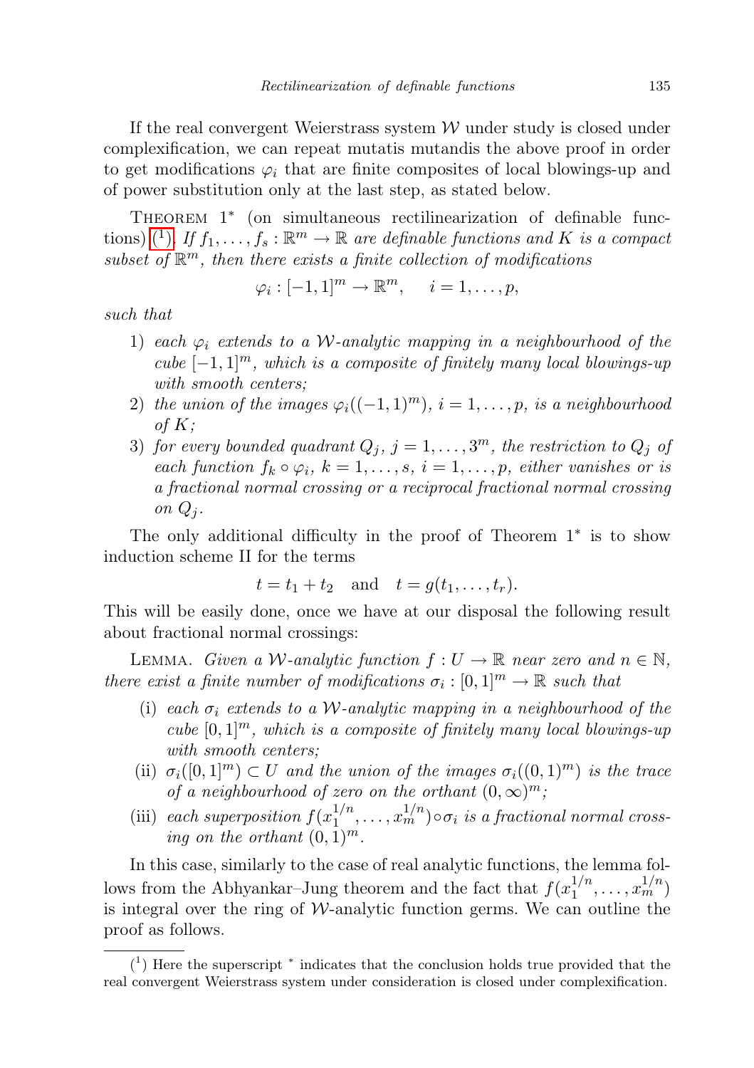If the real convergent Weierstrass system $\mathcal{W}$ under study is closed under complexification, we can repeat mutatis mutandis the above proof in order to get modifications $\varphi_i$ that are finite composites of local blowings-up and of power substitution only at the last step, as stated below.

Theorem 1* (on simultaneous rectilinearization of definable functions) [1]. *If $f_1, \ldots, f_s : \mathbb{R}^m \to \mathbb{R}$ are definable functions and $K$ is a compact subset of $\mathbb{R}^m$, then there exists a finite collection of modifications*

$$\varphi_i : [-1,1]^m \to \mathbb{R}^m, \quad i = 1, \ldots, p,$$

*such that*

1) *each $\varphi_i$ extends to a $\mathcal{W}$-analytic mapping in a neighbourhood of the cube $[-1,1]^m$, which is a composite of finitely many local blowings-up with smooth centers;*
2) *the union of the images $\varphi_i((-1,1)^m)$, $i = 1, \ldots, p$, is a neighbourhood of $K$;*
3) *for every bounded quadrant $Q_j$, $j = 1, \ldots, 3^m$, the restriction to $Q_j$ of each function $f_k \circ \varphi_i$, $k = 1, \ldots, s$, $i = 1, \ldots, p$, either vanishes or is a fractional normal crossing or a reciprocal fractional normal crossing on $Q_j$.*

The only additional difficulty in the proof of Theorem 1* is to show induction scheme II for the terms

$$t = t_1 + t_2 \quad \text{and} \quad t = g(t_1, \ldots, t_r).$$

This will be easily done, once we have at our disposal the following result about fractional normal crossings:

Lemma. *Given a $\mathcal{W}$-analytic function $f : U \to \mathbb{R}$ near zero and $n \in \mathbb{N}$, there exist a finite number of modifications $\sigma_i : [0,1]^m \to \mathbb{R}$ such that*

(i) *each $\sigma_i$ extends to a $\mathcal{W}$-analytic mapping in a neighbourhood of the cube $[0,1]^m$, which is a composite of finitely many local blowings-up with smooth centers;*
(ii) *$\sigma_i([0,1]^m) \subset U$ and the union of the images $\sigma_i((0,1)^m)$ is the trace of a neighbourhood of zero on the orthant $(0,\infty)^m$;*
(iii) *each superposition $f(x_1^{1/n}, \ldots, x_m^{1/n}) \circ \sigma_i$ is a fractional normal crossing on the orthant $(0,1)^m$.*

In this case, similarly to the case of real analytic functions, the lemma follows from the Abhyankar–Jung theorem and the fact that $f(x_1^{1/n}, \ldots, x_m^{1/n})$ is integral over the ring of $\mathcal{W}$-analytic function germs. We can outline the proof as follows.

[1] Here the superscript * indicates that the conclusion holds true provided that the real convergent Weierstrass system under consideration is closed under complexification.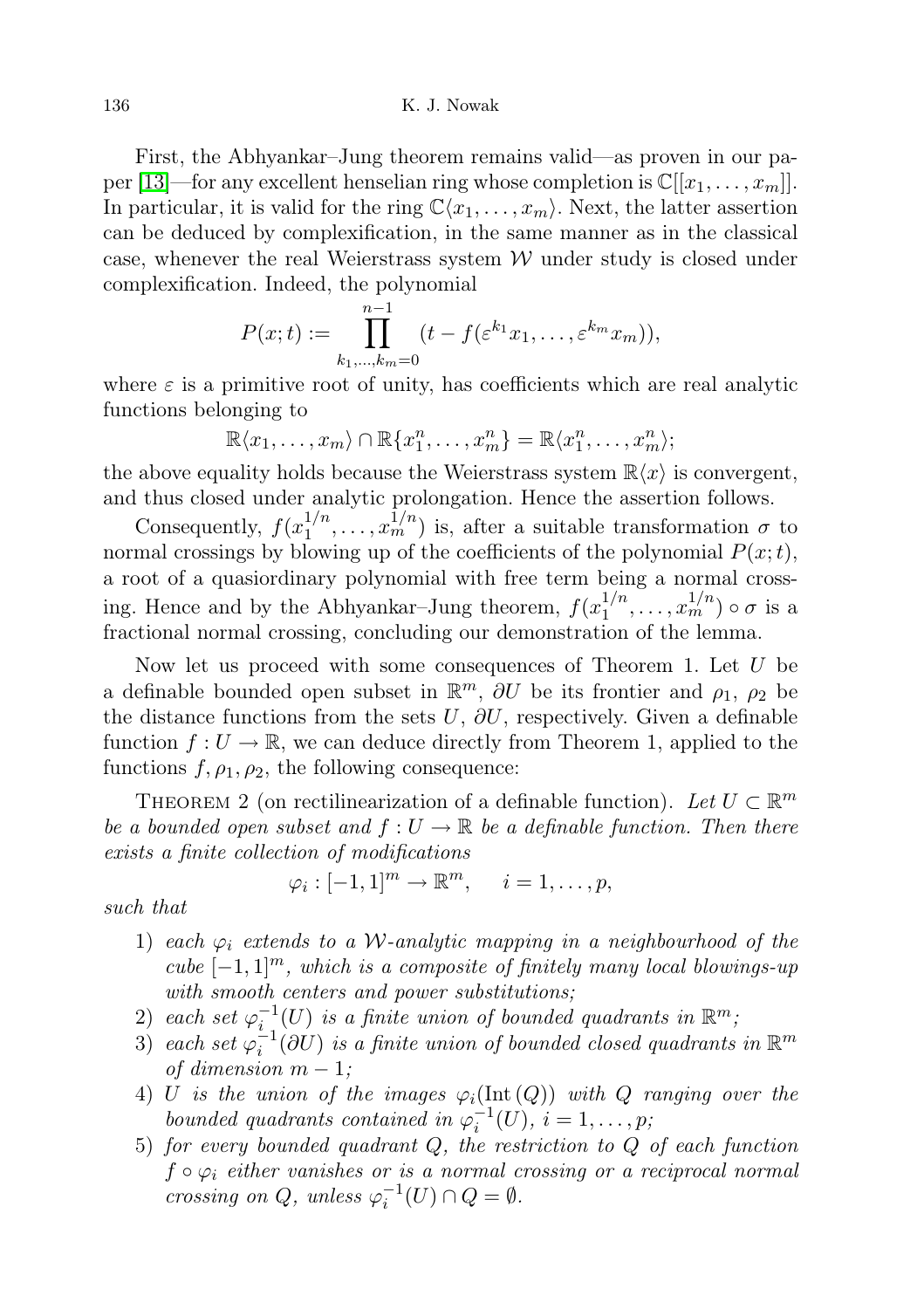First, the Abhyankar–Jung theorem remains valid—as proven in our paper [13]—for any excellent henselian ring whose completion is $\mathbb{C}[[x_1, \ldots, x_m]]$. In particular, it is valid for the ring $\mathbb{C}\langle x_1, \ldots, x_m\rangle$. Next, the latter assertion can be deduced by complexification, in the same manner as in the classical case, whenever the real Weierstrass system $\mathcal{W}$ under study is closed under complexification. Indeed, the polynomial

$$P(x;t) := \prod_{k_1,\ldots,k_m=0}^{n-1} (t - f(\varepsilon^{k_1} x_1, \ldots, \varepsilon^{k_m} x_m)),$$

where $\varepsilon$ is a primitive root of unity, has coefficients which are real analytic functions belonging to

$$\mathbb{R}\langle x_1, \ldots, x_m\rangle \cap \mathbb{R}\{x_1^n, \ldots, x_m^n\} = \mathbb{R}\langle x_1^n, \ldots, x_m^n\rangle;$$

the above equality holds because the Weierstrass system $\mathbb{R}\langle x\rangle$ is convergent, and thus closed under analytic prolongation. Hence the assertion follows.

Consequently, $f(x_1^{1/n}, \ldots, x_m^{1/n})$ is, after a suitable transformation $\sigma$ to normal crossings by blowing up of the coefficients of the polynomial $P(x;t)$, a root of a quasiordinary polynomial with free term being a normal crossing. Hence and by the Abhyankar–Jung theorem, $f(x_1^{1/n}, \ldots, x_m^{1/n}) \circ \sigma$ is a fractional normal crossing, concluding our demonstration of the lemma.

Now let us proceed with some consequences of Theorem 1. Let $U$ be a definable bounded open subset in $\mathbb{R}^m$, $\partial U$ be its frontier and $\rho_1$, $\rho_2$ be the distance functions from the sets $U$, $\partial U$, respectively. Given a definable function $f : U \to \mathbb{R}$, we can deduce directly from Theorem 1, applied to the functions $f, \rho_1, \rho_2$, the following consequence:

Theorem 2 (on rectilinearization of a definable function). *Let $U \subset \mathbb{R}^m$ be a bounded open subset and $f : U \to \mathbb{R}$ be a definable function. Then there exists a finite collection of modifications*

$$\varphi_i : [-1, 1]^m \to \mathbb{R}^m, \quad i = 1, \ldots, p,$$

*such that*

1) *each $\varphi_i$ extends to a $\mathcal{W}$-analytic mapping in a neighbourhood of the cube $[-1, 1]^m$, which is a composite of finitely many local blowings-up with smooth centers and power substitutions;*
2) *each set $\varphi_i^{-1}(U)$ is a finite union of bounded quadrants in $\mathbb{R}^m$;*
3) *each set $\varphi_i^{-1}(\partial U)$ is a finite union of bounded closed quadrants in $\mathbb{R}^m$ of dimension $m - 1$;*
4) *$U$ is the union of the images $\varphi_i(\mathrm{Int}\,(Q))$ with $Q$ ranging over the bounded quadrants contained in $\varphi_i^{-1}(U)$, $i = 1, \ldots, p$;*
5) *for every bounded quadrant $Q$, the restriction to $Q$ of each function $f \circ \varphi_i$ either vanishes or is a normal crossing or a reciprocal normal crossing on $Q$, unless $\varphi_i^{-1}(U) \cap Q = \emptyset$.*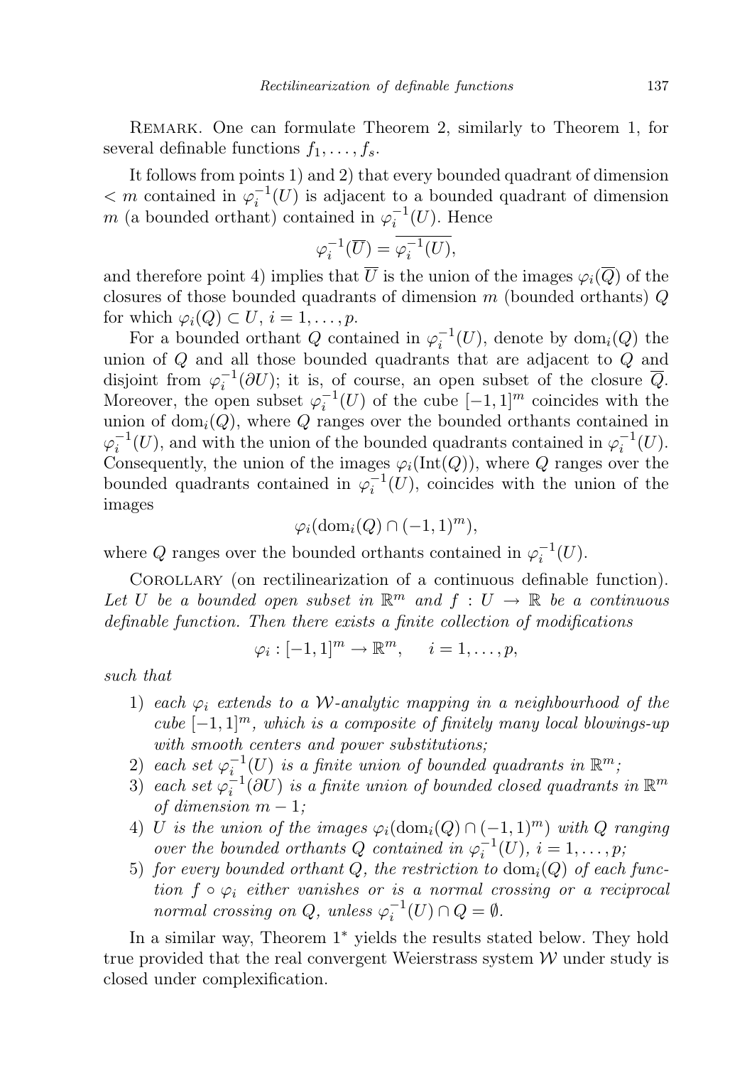Remark. One can formulate Theorem 2, similarly to Theorem 1, for several definable functions $f_1, \dots, f_s$.

It follows from points 1) and 2) that every bounded quadrant of dimension $< m$ contained in $\varphi_i^{-1}(U)$ is adjacent to a bounded quadrant of dimension $m$ (a bounded orthant) contained in $\varphi_i^{-1}(U)$. Hence

$$\varphi_i^{-1}(\overline{U}) = \overline{\varphi_i^{-1}(U)},$$

and therefore point 4) implies that $\overline{U}$ is the union of the images $\varphi_i(\overline{Q})$ of the closures of those bounded quadrants of dimension $m$ (bounded orthants) $Q$ for which $\varphi_i(Q) \subset U$, $i = 1, \dots, p$.

For a bounded orthant $Q$ contained in $\varphi_i^{-1}(U)$, denote by $\mathrm{dom}_i(Q)$ the union of $Q$ and all those bounded quadrants that are adjacent to $Q$ and disjoint from $\varphi_i^{-1}(\partial U)$; it is, of course, an open subset of the closure $\overline{Q}$. Moreover, the open subset $\varphi_i^{-1}(U)$ of the cube $[-1,1]^m$ coincides with the union of $\mathrm{dom}_i(Q)$, where $Q$ ranges over the bounded orthants contained in $\varphi_i^{-1}(U)$, and with the union of the bounded quadrants contained in $\varphi_i^{-1}(U)$. Consequently, the union of the images $\varphi_i(\mathrm{Int}(Q))$, where $Q$ ranges over the bounded quadrants contained in $\varphi_i^{-1}(U)$, coincides with the union of the images

$$\varphi_i(\mathrm{dom}_i(Q) \cap (-1,1)^m),$$

where $Q$ ranges over the bounded orthants contained in $\varphi_i^{-1}(U)$.

Corollary (on rectilinearization of a continuous definable function). *Let $U$ be a bounded open subset in $\mathbb{R}^m$ and $f : U \to \mathbb{R}$ be a continuous definable function. Then there exists a finite collection of modifications*

$$\varphi_i : [-1,1]^m \to \mathbb{R}^m, \quad i = 1, \dots, p,$$

*such that*

1) *each $\varphi_i$ extends to a $\mathcal{W}$-analytic mapping in a neighbourhood of the cube $[-1,1]^m$, which is a composite of finitely many local blowings-up with smooth centers and power substitutions;*
2) *each set $\varphi_i^{-1}(U)$ is a finite union of bounded quadrants in $\mathbb{R}^m$;*
3) *each set $\varphi_i^{-1}(\partial U)$ is a finite union of bounded closed quadrants in $\mathbb{R}^m$ of dimension $m-1$;*
4) *$U$ is the union of the images $\varphi_i(\mathrm{dom}_i(Q) \cap (-1,1)^m)$ with $Q$ ranging over the bounded orthants $Q$ contained in $\varphi_i^{-1}(U)$, $i = 1, \dots, p$;*
5) *for every bounded orthant $Q$, the restriction to $\mathrm{dom}_i(Q)$ of each function $f \circ \varphi_i$ either vanishes or is a normal crossing or a reciprocal normal crossing on $Q$, unless $\varphi_i^{-1}(U) \cap Q = \emptyset$.*

In a similar way, Theorem 1\* yields the results stated below. They hold true provided that the real convergent Weierstrass system $\mathcal{W}$ under study is closed under complexification.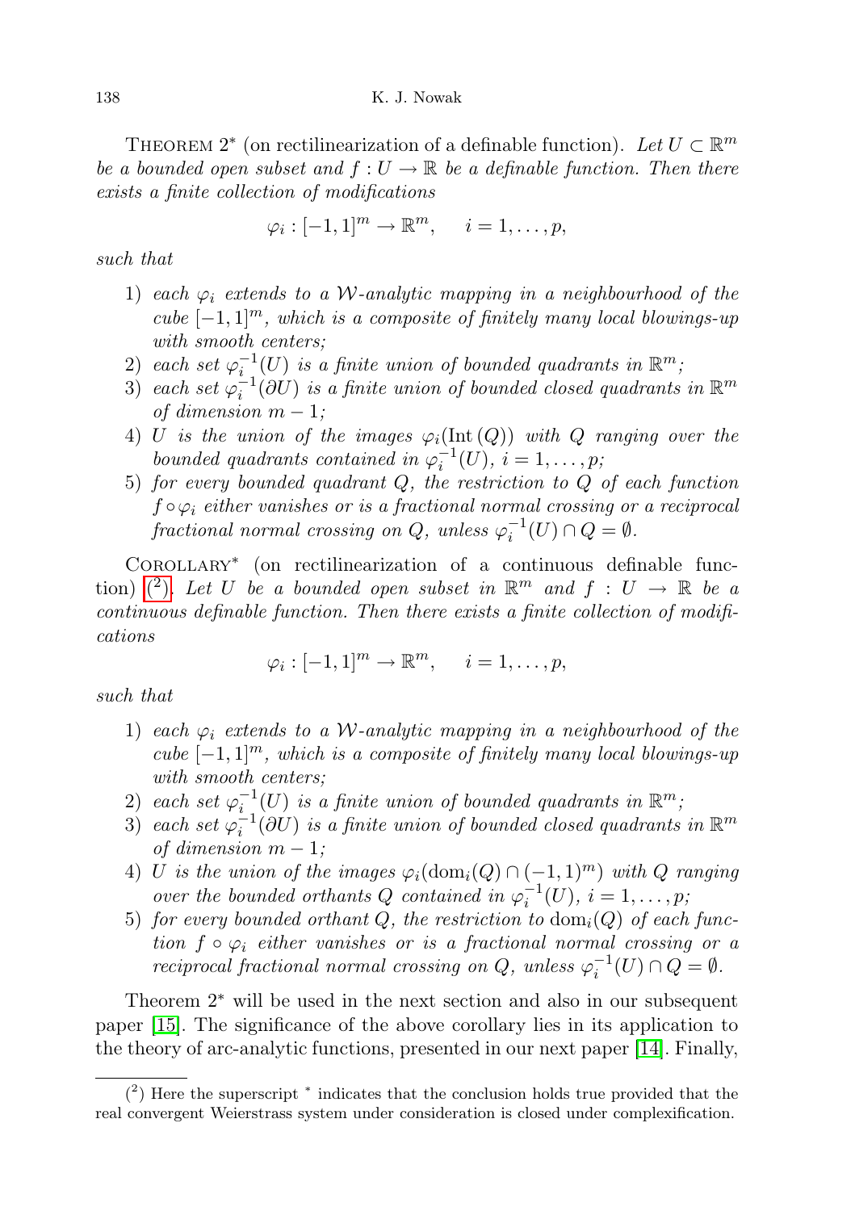Theorem 2* (on rectilinearization of a definable function). *Let $U \subset \mathbb{R}^m$ be a bounded open subset and $f : U \to \mathbb{R}$ be a definable function. Then there exists a finite collection of modifications*

$$\varphi_i : [-1,1]^m \to \mathbb{R}^m, \quad i = 1, \ldots, p,$$

*such that*

1) *each $\varphi_i$ extends to a $\mathcal{W}$-analytic mapping in a neighbourhood of the cube $[-1,1]^m$, which is a composite of finitely many local blowings-up with smooth centers;*
2) *each set $\varphi_i^{-1}(U)$ is a finite union of bounded quadrants in $\mathbb{R}^m$;*
3) *each set $\varphi_i^{-1}(\partial U)$ is a finite union of bounded closed quadrants in $\mathbb{R}^m$ of dimension $m-1$;*
4) *$U$ is the union of the images $\varphi_i(\mathrm{Int}\,(Q))$ with $Q$ ranging over the bounded quadrants contained in $\varphi_i^{-1}(U)$, $i = 1, \ldots, p$;*
5) *for every bounded quadrant $Q$, the restriction to $Q$ of each function $f \circ \varphi_i$ either vanishes or is a fractional normal crossing or a reciprocal fractional normal crossing on $Q$, unless $\varphi_i^{-1}(U) \cap Q = \emptyset$.*

Corollary* (on rectilinearization of a continuous definable function) [2]. *Let $U$ be a bounded open subset in $\mathbb{R}^m$ and $f : U \to \mathbb{R}$ be a continuous definable function. Then there exists a finite collection of modifications*

$$\varphi_i : [-1,1]^m \to \mathbb{R}^m, \quad i = 1, \ldots, p,$$

*such that*

1) *each $\varphi_i$ extends to a $\mathcal{W}$-analytic mapping in a neighbourhood of the cube $[-1,1]^m$, which is a composite of finitely many local blowings-up with smooth centers;*
2) *each set $\varphi_i^{-1}(U)$ is a finite union of bounded quadrants in $\mathbb{R}^m$;*
3) *each set $\varphi_i^{-1}(\partial U)$ is a finite union of bounded closed quadrants in $\mathbb{R}^m$ of dimension $m-1$;*
4) *$U$ is the union of the images $\varphi_i(\mathrm{dom}_i(Q) \cap (-1,1)^m)$ with $Q$ ranging over the bounded orthants $Q$ contained in $\varphi_i^{-1}(U)$, $i = 1, \ldots, p$;*
5) *for every bounded orthant $Q$, the restriction to $\mathrm{dom}_i(Q)$ of each function $f \circ \varphi_i$ either vanishes or is a fractional normal crossing or a reciprocal fractional normal crossing on $Q$, unless $\varphi_i^{-1}(U) \cap Q = \emptyset$.*

Theorem 2* will be used in the next section and also in our subsequent paper [15]. The significance of the above corollary lies in its application to the theory of arc-analytic functions, presented in our next paper [14]. Finally,

---

[2] Here the superscript * indicates that the conclusion holds true provided that the real convergent Weierstrass system under consideration is closed under complexification.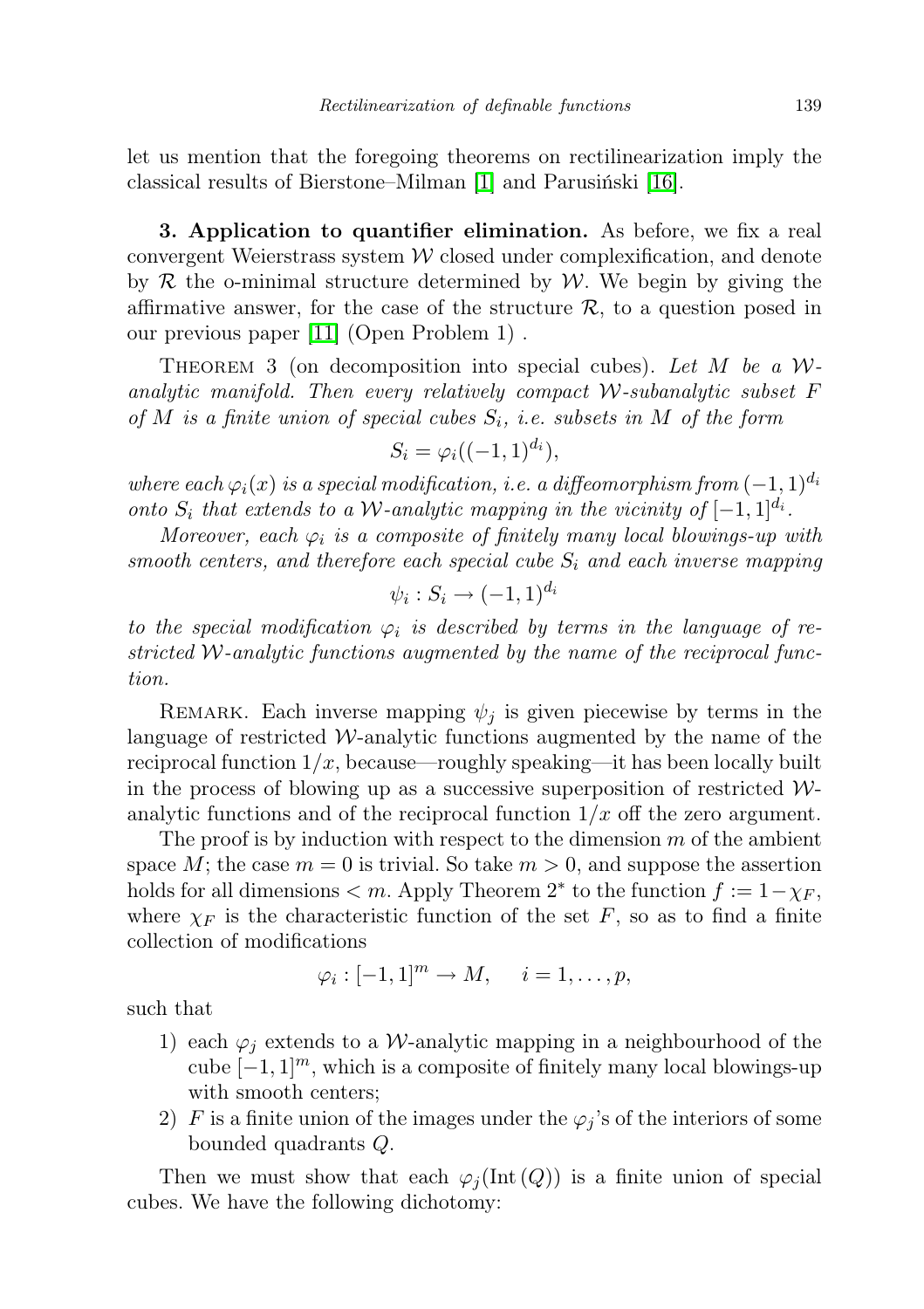let us mention that the foregoing theorems on rectilinearization imply the classical results of Bierstone–Milman [1] and Parusiński [16].

**3. Application to quantifier elimination.** As before, we fix a real convergent Weierstrass system $\mathcal{W}$ closed under complexification, and denote by $\mathcal{R}$ the o-minimal structure determined by $\mathcal{W}$. We begin by giving the affirmative answer, for the case of the structure $\mathcal{R}$, to a question posed in our previous paper [11] (Open Problem 1) .

Theorem 3 (on decomposition into special cubes). *Let $M$ be a $\mathcal{W}$-analytic manifold. Then every relatively compact $\mathcal{W}$-subanalytic subset $F$ of $M$ is a finite union of special cubes $S_i$, i.e. subsets in $M$ of the form*

$$S_i = \varphi_i((-1,1)^{d_i}),$$

*where each $\varphi_i(x)$ is a special modification, i.e. a diffeomorphism from $(-1,1)^{d_i}$ onto $S_i$ that extends to a $\mathcal{W}$-analytic mapping in the vicinity of $[-1,1]^{d_i}$.*

*Moreover, each $\varphi_i$ is a composite of finitely many local blowings-up with smooth centers, and therefore each special cube $S_i$ and each inverse mapping*

$$\psi_i : S_i \to (-1,1)^{d_i}$$

*to the special modification $\varphi_i$ is described by terms in the language of restricted $\mathcal{W}$-analytic functions augmented by the name of the reciprocal function.*

Remark. Each inverse mapping $\psi_j$ is given piecewise by terms in the language of restricted $\mathcal{W}$-analytic functions augmented by the name of the reciprocal function $1/x$, because—roughly speaking—it has been locally built in the process of blowing up as a successive superposition of restricted $\mathcal{W}$-analytic functions and of the reciprocal function $1/x$ off the zero argument.

The proof is by induction with respect to the dimension $m$ of the ambient space $M$; the case $m = 0$ is trivial. So take $m > 0$, and suppose the assertion holds for all dimensions $< m$. Apply Theorem 2* to the function $f := 1 - \chi_F$, where $\chi_F$ is the characteristic function of the set $F$, so as to find a finite collection of modifications

$$\varphi_i : [-1,1]^m \to M, \quad i = 1, \ldots, p,$$

such that

1) each $\varphi_j$ extends to a $\mathcal{W}$-analytic mapping in a neighbourhood of the cube $[-1,1]^m$, which is a composite of finitely many local blowings-up with smooth centers;
2) $F$ is a finite union of the images under the $\varphi_j$'s of the interiors of some bounded quadrants $Q$.

Then we must show that each $\varphi_j(\mathrm{Int}\,(Q))$ is a finite union of special cubes. We have the following dichotomy: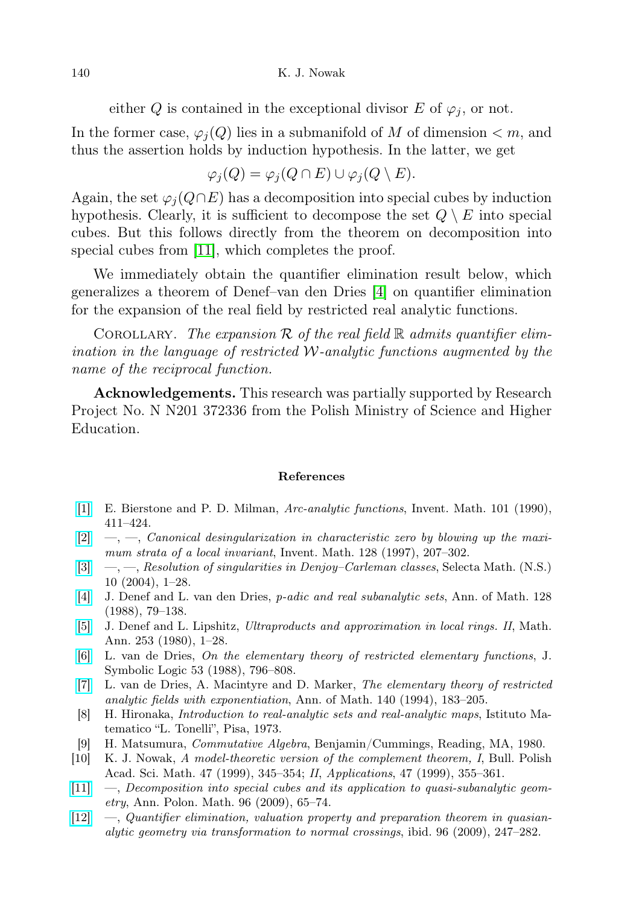either $Q$ is contained in the exceptional divisor $E$ of $\varphi_j$, or not.

In the former case, $\varphi_j(Q)$ lies in a submanifold of $M$ of dimension $< m$, and thus the assertion holds by induction hypothesis. In the latter, we get

$$\varphi_j(Q) = \varphi_j(Q \cap E) \cup \varphi_j(Q \setminus E).$$

Again, the set $\varphi_j(Q \cap E)$ has a decomposition into special cubes by induction hypothesis. Clearly, it is sufficient to decompose the set $Q \setminus E$ into special cubes. But this follows directly from the theorem on decomposition into special cubes from [11], which completes the proof.

We immediately obtain the quantifier elimination result below, which generalizes a theorem of Denef–van den Dries [4] on quantifier elimination for the expansion of the real field by restricted real analytic functions.

Corollary. *The expansion $\mathcal{R}$ of the real field $\mathbb{R}$ admits quantifier elimination in the language of restricted $\mathcal{W}$-analytic functions augmented by the name of the reciprocal function.*

**Acknowledgements.** This research was partially supported by Research Project No. N N201 372336 from the Polish Ministry of Science and Higher Education.

## References

[1] E. Bierstone and P. D. Milman, *Arc-analytic functions*, Invent. Math. 101 (1990), 411–424.

[2] —, —, *Canonical desingularization in characteristic zero by blowing up the maximum strata of a local invariant*, Invent. Math. 128 (1997), 207–302.

[3] —, —, *Resolution of singularities in Denjoy–Carleman classes*, Selecta Math. (N.S.) 10 (2004), 1–28.

[4] J. Denef and L. van den Dries, *p-adic and real subanalytic sets*, Ann. of Math. 128 (1988), 79–138.

[5] J. Denef and L. Lipshitz, *Ultraproducts and approximation in local rings. II*, Math. Ann. 253 (1980), 1–28.

[6] L. van de Dries, *On the elementary theory of restricted elementary functions*, J. Symbolic Logic 53 (1988), 796–808.

[7] L. van de Dries, A. Macintyre and D. Marker, *The elementary theory of restricted analytic fields with exponentiation*, Ann. of Math. 140 (1994), 183–205.

[8] H. Hironaka, *Introduction to real-analytic sets and real-analytic maps*, Istituto Matematico "L. Tonelli", Pisa, 1973.

[9] H. Matsumura, *Commutative Algebra*, Benjamin/Cummings, Reading, MA, 1980.

[10] K. J. Nowak, *A model-theoretic version of the complement theorem, I*, Bull. Polish Acad. Sci. Math. 47 (1999), 345–354; *II*, *Applications*, 47 (1999), 355–361.

[11] —, *Decomposition into special cubes and its application to quasi-subanalytic geometry*, Ann. Polon. Math. 96 (2009), 65–74.

[12] —, *Quantifier elimination, valuation property and preparation theorem in quasianalytic geometry via transformation to normal crossings*, ibid. 96 (2009), 247–282.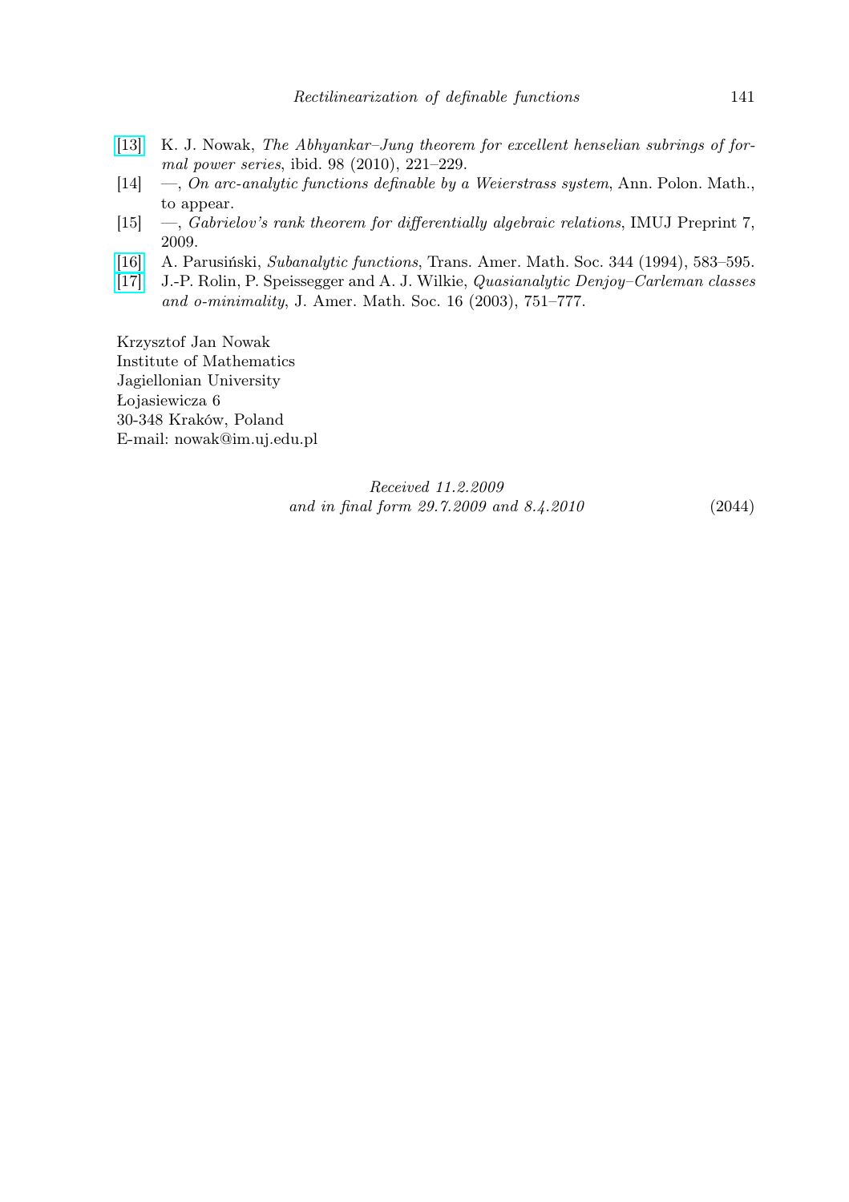[13] K. J. Nowak, *The Abhyankar–Jung theorem for excellent henselian subrings of formal power series*, ibid. 98 (2010), 221–229.

[14] —, *On arc-analytic functions definable by a Weierstrass system*, Ann. Polon. Math., to appear.

[15] —, *Gabrielov's rank theorem for differentially algebraic relations*, IMUJ Preprint 7, 2009.

[16] A. Parusiński, *Subanalytic functions*, Trans. Amer. Math. Soc. 344 (1994), 583–595.

[17] J.-P. Rolin, P. Speissegger and A. J. Wilkie, *Quasianalytic Denjoy–Carleman classes and o-minimality*, J. Amer. Math. Soc. 16 (2003), 751–777.

Krzysztof Jan Nowak
Institute of Mathematics
Jagiellonian University
Łojasiewicza 6
30-348 Kraków, Poland
E-mail: nowak@im.uj.edu.pl

*Received 11.2.2009*
*and in final form 29.7.2009 and 8.4.2010* (2044)